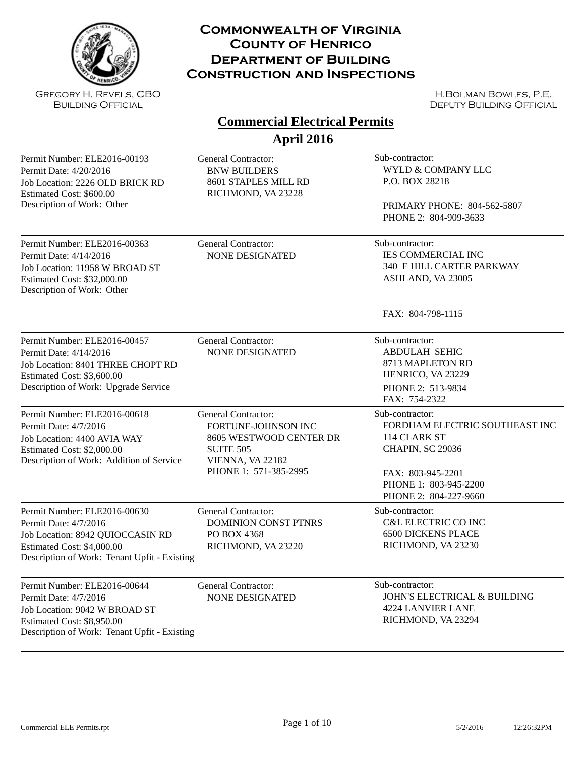# Commonwealth of Virginia
# County of Henrico
# Department of Building Construction and Inspections

Gregory H. Revels, CBO
Building Official

H.Bolman Bowles, P.E.
Deputy Building Official

## Commercial Electrical Permits
## April 2016

---

Permit Number: ELE2016-00193
Permit Date: 4/20/2016
Job Location: 2226 OLD BRICK RD
Estimated Cost: $600.00
Description of Work: Other

General Contractor:
BNW BUILDERS
8601 STAPLES MILL RD
RICHMOND, VA 23228

Sub-contractor:
WYLD & COMPANY LLC
P.O. BOX 28218

PRIMARY PHONE: 804-562-5807
PHONE 2: 804-909-3633

---

Permit Number: ELE2016-00363
Permit Date: 4/14/2016
Job Location: 11958 W BROAD ST
Estimated Cost: $32,000.00
Description of Work: Other

General Contractor:
NONE DESIGNATED

Sub-contractor:
IES COMMERCIAL INC
340 E HILL CARTER PARKWAY
ASHLAND, VA 23005

FAX: 804-798-1115

---

Permit Number: ELE2016-00457
Permit Date: 4/14/2016
Job Location: 8401 THREE CHOPT RD
Estimated Cost: $3,600.00
Description of Work: Upgrade Service

General Contractor:
NONE DESIGNATED

Sub-contractor:
ABDULAH SEHIC
8713 MAPLETON RD
HENRICO, VA 23229
PHONE 2: 513-9834
FAX: 754-2322

---

Permit Number: ELE2016-00618
Permit Date: 4/7/2016
Job Location: 4400 AVIA WAY
Estimated Cost: $2,000.00
Description of Work: Addition of Service

General Contractor:
FORTUNE-JOHNSON INC
8605 WESTWOOD CENTER DR
SUITE 505
VIENNA, VA 22182
PHONE 1: 571-385-2995

Sub-contractor:
FORDHAM ELECTRIC SOUTHEAST INC
114 CLARK ST
CHAPIN, SC 29036

FAX: 803-945-2201
PHONE 1: 803-945-2200
PHONE 2: 804-227-9660

---

Permit Number: ELE2016-00630
Permit Date: 4/7/2016
Job Location: 8942 QUIOCCASIN RD
Estimated Cost: $4,000.00
Description of Work: Tenant Upfit - Existing

General Contractor:
DOMINION CONST PTNRS
PO BOX 4368
RICHMOND, VA 23220

Sub-contractor:
C&L ELECTRIC CO INC
6500 DICKENS PLACE
RICHMOND, VA 23230

---

Permit Number: ELE2016-00644
Permit Date: 4/7/2016
Job Location: 9042 W BROAD ST
Estimated Cost: $8,950.00
Description of Work: Tenant Upfit - Existing

General Contractor:
NONE DESIGNATED

Sub-contractor:
JOHN'S ELECTRICAL & BUILDING
4224 LANVIER LANE
RICHMOND, VA 23294

---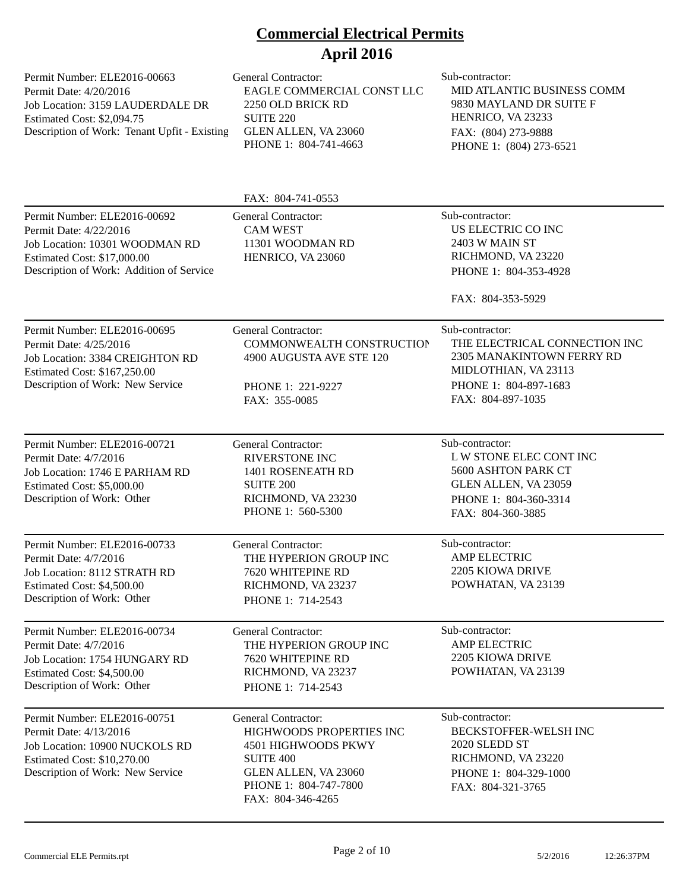# Commercial Electrical Permits
## April 2016

| Permit | General Contractor | Sub-contractor |
|---|---|---|
| Permit Number: ELE2016-00663<br>Permit Date: 4/20/2016<br>Job Location: 3159 LAUDERDALE DR<br>Estimated Cost: $2,094.75<br>Description of Work: Tenant Upfit - Existing | General Contractor:<br>EAGLE COMMERCIAL CONST LLC<br>2250 OLD BRICK RD<br>SUITE 220<br>GLEN ALLEN, VA 23060<br>PHONE 1: 804-741-4663<br>FAX: 804-741-0553 | Sub-contractor:<br>MID ATLANTIC BUSINESS COMM<br>9830 MAYLAND DR SUITE F<br>HENRICO, VA 23233<br>FAX: (804) 273-9888<br>PHONE 1: (804) 273-6521 |
| Permit Number: ELE2016-00692<br>Permit Date: 4/22/2016<br>Job Location: 10301 WOODMAN RD<br>Estimated Cost: $17,000.00<br>Description of Work: Addition of Service | General Contractor:<br>CAM WEST<br>11301 WOODMAN RD<br>HENRICO, VA 23060 | Sub-contractor:<br>US ELECTRIC CO INC<br>2403 W MAIN ST<br>RICHMOND, VA 23220<br>PHONE 1: 804-353-4928<br>FAX: 804-353-5929 |
| Permit Number: ELE2016-00695<br>Permit Date: 4/25/2016<br>Job Location: 3384 CREIGHTON RD<br>Estimated Cost: $167,250.00<br>Description of Work: New Service | General Contractor:<br>COMMONWEALTH CONSTRUCTION<br>4900 AUGUSTA AVE STE 120<br>PHONE 1: 221-9227<br>FAX: 355-0085 | Sub-contractor:<br>THE ELECTRICAL CONNECTION INC<br>2305 MANAKINTOWN FERRY RD<br>MIDLOTHIAN, VA 23113<br>PHONE 1: 804-897-1683<br>FAX: 804-897-1035 |
| Permit Number: ELE2016-00721<br>Permit Date: 4/7/2016<br>Job Location: 1746 E PARHAM RD<br>Estimated Cost: $5,000.00<br>Description of Work: Other | General Contractor:<br>RIVERSTONE INC<br>1401 ROSENEATH RD<br>SUITE 200<br>RICHMOND, VA 23230<br>PHONE 1: 560-5300 | Sub-contractor:<br>L W STONE ELEC CONT INC<br>5600 ASHTON PARK CT<br>GLEN ALLEN, VA 23059<br>PHONE 1: 804-360-3314<br>FAX: 804-360-3885 |
| Permit Number: ELE2016-00733<br>Permit Date: 4/7/2016<br>Job Location: 8112 STRATH RD<br>Estimated Cost: $4,500.00<br>Description of Work: Other | General Contractor:<br>THE HYPERION GROUP INC<br>7620 WHITEPINE RD<br>RICHMOND, VA 23237<br>PHONE 1: 714-2543 | Sub-contractor:<br>AMP ELECTRIC<br>2205 KIOWA DRIVE<br>POWHATAN, VA 23139 |
| Permit Number: ELE2016-00734<br>Permit Date: 4/7/2016<br>Job Location: 1754 HUNGARY RD<br>Estimated Cost: $4,500.00<br>Description of Work: Other | General Contractor:<br>THE HYPERION GROUP INC<br>7620 WHITEPINE RD<br>RICHMOND, VA 23237<br>PHONE 1: 714-2543 | Sub-contractor:<br>AMP ELECTRIC<br>2205 KIOWA DRIVE<br>POWHATAN, VA 23139 |
| Permit Number: ELE2016-00751<br>Permit Date: 4/13/2016<br>Job Location: 10900 NUCKOLS RD<br>Estimated Cost: $10,270.00<br>Description of Work: New Service | General Contractor:<br>HIGHWOODS PROPERTIES INC<br>4501 HIGHWOODS PKWY<br>SUITE 400<br>GLEN ALLEN, VA 23060<br>PHONE 1: 804-747-7800<br>FAX: 804-346-4265 | Sub-contractor:<br>BECKSTOFFER-WELSH INC<br>2020 SLEDD ST<br>RICHMOND, VA 23220<br>PHONE 1: 804-329-1000<br>FAX: 804-321-3765 |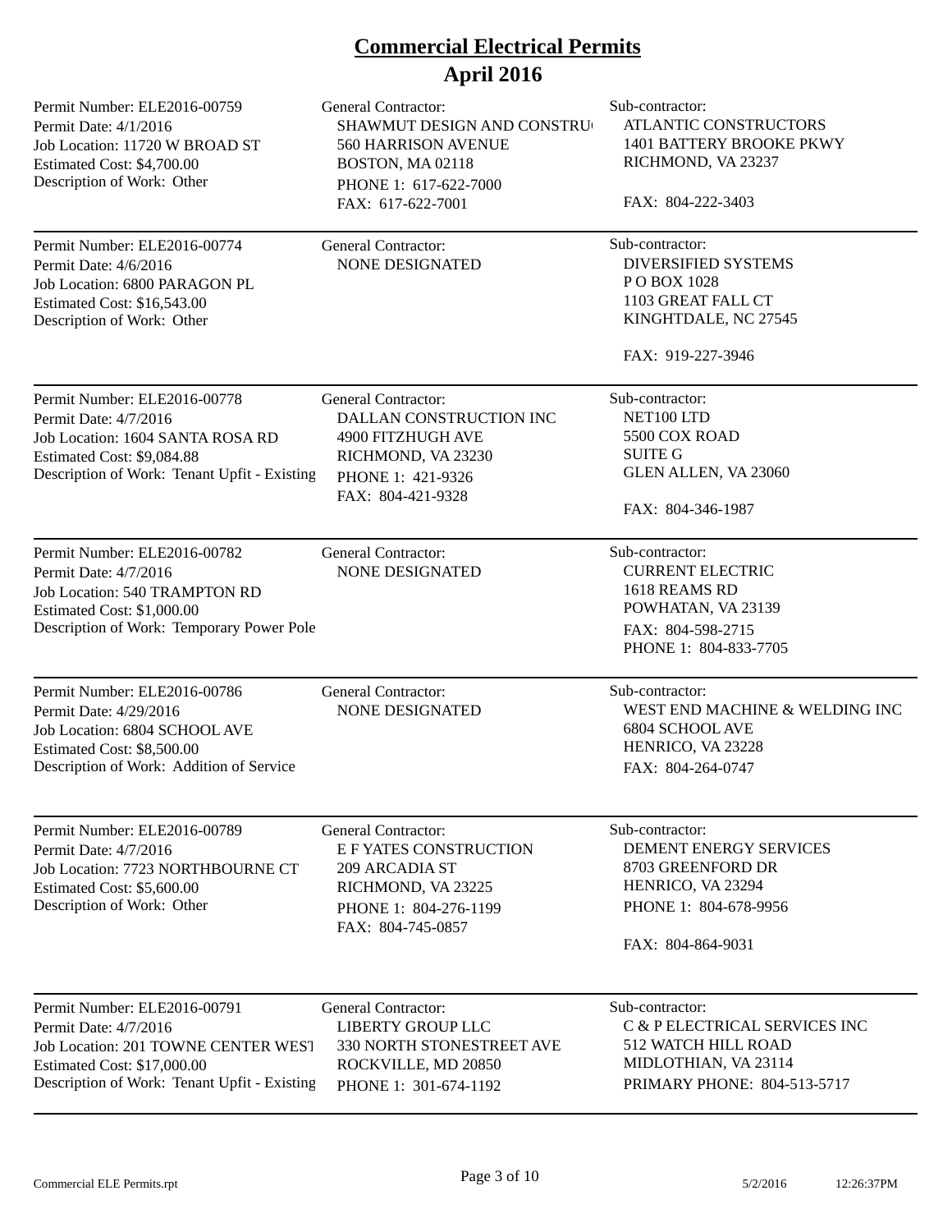# Commercial Electrical Permits
## April 2016

| Permit Information | General Contractor | Sub-contractor |
|---|---|---|
| Permit Number: ELE2016-00759<br>Permit Date: 4/1/2016<br>Job Location: 11720 W BROAD ST<br>Estimated Cost: $4,700.00<br>Description of Work: Other | SHAWMUT DESIGN AND CONSTRU<br>560 HARRISON AVENUE<br>BOSTON, MA 02118<br>PHONE 1: 617-622-7000<br>FAX: 617-622-7001 | ATLANTIC CONSTRUCTORS<br>1401 BATTERY BROOKE PKWY<br>RICHMOND, VA 23237<br>FAX: 804-222-3403 |
| Permit Number: ELE2016-00774<br>Permit Date: 4/6/2016<br>Job Location: 6800 PARAGON PL<br>Estimated Cost: $16,543.00<br>Description of Work: Other | NONE DESIGNATED | DIVERSIFIED SYSTEMS<br>P O BOX 1028<br>1103 GREAT FALL CT<br>KINGHTDALE, NC 27545<br>FAX: 919-227-3946 |
| Permit Number: ELE2016-00778<br>Permit Date: 4/7/2016<br>Job Location: 1604 SANTA ROSA RD<br>Estimated Cost: $9,084.88<br>Description of Work: Tenant Upfit - Existing | DALLAN CONSTRUCTION INC<br>4900 FITZHUGH AVE<br>RICHMOND, VA 23230<br>PHONE 1: 421-9326<br>FAX: 804-421-9328 | NET100 LTD<br>5500 COX ROAD<br>SUITE G<br>GLEN ALLEN, VA 23060<br>FAX: 804-346-1987 |
| Permit Number: ELE2016-00782<br>Permit Date: 4/7/2016<br>Job Location: 540 TRAMPTON RD<br>Estimated Cost: $1,000.00<br>Description of Work: Temporary Power Pole | NONE DESIGNATED | CURRENT ELECTRIC<br>1618 REAMS RD<br>POWHATAN, VA 23139<br>FAX: 804-598-2715<br>PHONE 1: 804-833-7705 |
| Permit Number: ELE2016-00786<br>Permit Date: 4/29/2016<br>Job Location: 6804 SCHOOL AVE<br>Estimated Cost: $8,500.00<br>Description of Work: Addition of Service | NONE DESIGNATED | WEST END MACHINE & WELDING INC<br>6804 SCHOOL AVE<br>HENRICO, VA 23228<br>FAX: 804-264-0747 |
| Permit Number: ELE2016-00789<br>Permit Date: 4/7/2016<br>Job Location: 7723 NORTHBOURNE CT<br>Estimated Cost: $5,600.00<br>Description of Work: Other | E F YATES CONSTRUCTION<br>209 ARCADIA ST<br>RICHMOND, VA 23225<br>PHONE 1: 804-276-1199<br>FAX: 804-745-0857 | DEMENT ENERGY SERVICES<br>8703 GREENFORD DR<br>HENRICO, VA 23294<br>PHONE 1: 804-678-9956<br>FAX: 804-864-9031 |
| Permit Number: ELE2016-00791<br>Permit Date: 4/7/2016<br>Job Location: 201 TOWNE CENTER WEST<br>Estimated Cost: $17,000.00<br>Description of Work: Tenant Upfit - Existing | LIBERTY GROUP LLC<br>330 NORTH STONESTREET AVE<br>ROCKVILLE, MD 20850<br>PHONE 1: 301-674-1192 | C & P ELECTRICAL SERVICES INC<br>512 WATCH HILL ROAD<br>MIDLOTHIAN, VA 23114<br>PRIMARY PHONE: 804-513-5717 |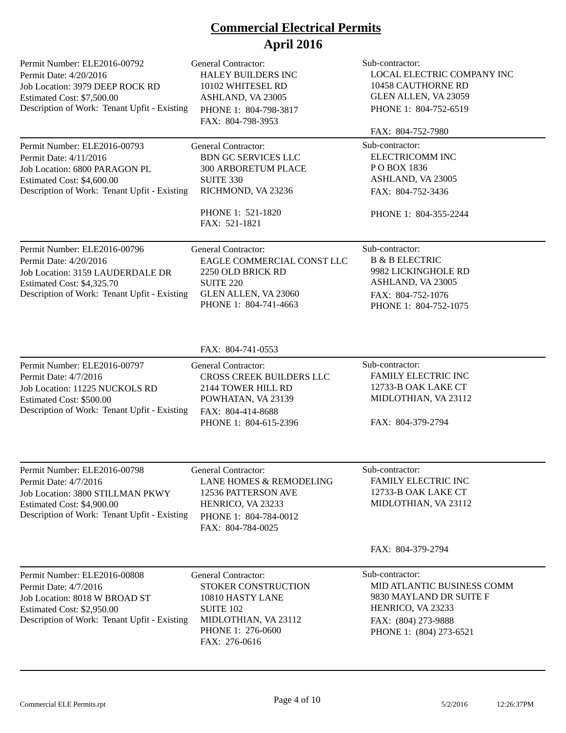# Commercial Electrical Permits

## April 2016

| Permit Details | General Contractor | Sub-contractor |
|---|---|---|
| Permit Number: ELE2016-00792<br>Permit Date: 4/20/2016<br>Job Location: 3979 DEEP ROCK RD<br>Estimated Cost: $7,500.00<br>Description of Work: Tenant Upfit - Existing | HALEY BUILDERS INC<br>10102 WHITESEL RD<br>ASHLAND, VA 23005<br>PHONE 1: 804-798-3817<br>FAX: 804-798-3953 | LOCAL ELECTRIC COMPANY INC<br>10458 CAUTHORNE RD<br>GLEN ALLEN, VA 23059<br>PHONE 1: 804-752-6519<br>FAX: 804-752-7980 |
| Permit Number: ELE2016-00793<br>Permit Date: 4/11/2016<br>Job Location: 6800 PARAGON PL<br>Estimated Cost: $4,600.00<br>Description of Work: Tenant Upfit - Existing | BDN GC SERVICES LLC<br>300 ARBORETUM PLACE<br>SUITE 330<br>RICHMOND, VA 23236<br>PHONE 1: 521-1820<br>FAX: 521-1821 | ELECTRICOMM INC<br>P O BOX 1836<br>ASHLAND, VA 23005<br>FAX: 804-752-3436<br>PHONE 1: 804-355-2244 |
| Permit Number: ELE2016-00796<br>Permit Date: 4/20/2016<br>Job Location: 3159 LAUDERDALE DR<br>Estimated Cost: $4,325.70<br>Description of Work: Tenant Upfit - Existing | EAGLE COMMERCIAL CONST LLC<br>2250 OLD BRICK RD<br>SUITE 220<br>GLEN ALLEN, VA 23060<br>PHONE 1: 804-741-4663<br>FAX: 804-741-0553 | B & B ELECTRIC<br>9982 LICKINGHOLE RD<br>ASHLAND, VA 23005<br>FAX: 804-752-1076<br>PHONE 1: 804-752-1075 |
| Permit Number: ELE2016-00797<br>Permit Date: 4/7/2016<br>Job Location: 11225 NUCKOLS RD<br>Estimated Cost: $500.00<br>Description of Work: Tenant Upfit - Existing | CROSS CREEK BUILDERS LLC<br>2144 TOWER HILL RD<br>POWHATAN, VA 23139<br>FAX: 804-414-8688<br>PHONE 1: 804-615-2396 | FAMILY ELECTRIC INC<br>12733-B OAK LAKE CT<br>MIDLOTHIAN, VA 23112<br>FAX: 804-379-2794 |
| Permit Number: ELE2016-00798<br>Permit Date: 4/7/2016<br>Job Location: 3800 STILLMAN PKWY<br>Estimated Cost: $4,900.00<br>Description of Work: Tenant Upfit - Existing | LANE HOMES & REMODELING<br>12536 PATTERSON AVE<br>HENRICO, VA 23233<br>PHONE 1: 804-784-0012<br>FAX: 804-784-0025 | FAMILY ELECTRIC INC<br>12733-B OAK LAKE CT<br>MIDLOTHIAN, VA 23112<br>FAX: 804-379-2794 |
| Permit Number: ELE2016-00808<br>Permit Date: 4/7/2016<br>Job Location: 8018 W BROAD ST<br>Estimated Cost: $2,950.00<br>Description of Work: Tenant Upfit - Existing | STOKER CONSTRUCTION<br>10810 HASTY LANE<br>SUITE 102<br>MIDLOTHIAN, VA 23112<br>PHONE 1: 276-0600<br>FAX: 276-0616 | MID ATLANTIC BUSINESS COMM<br>9830 MAYLAND DR SUITE F<br>HENRICO, VA 23233<br>FAX: (804) 273-9888<br>PHONE 1: (804) 273-6521 |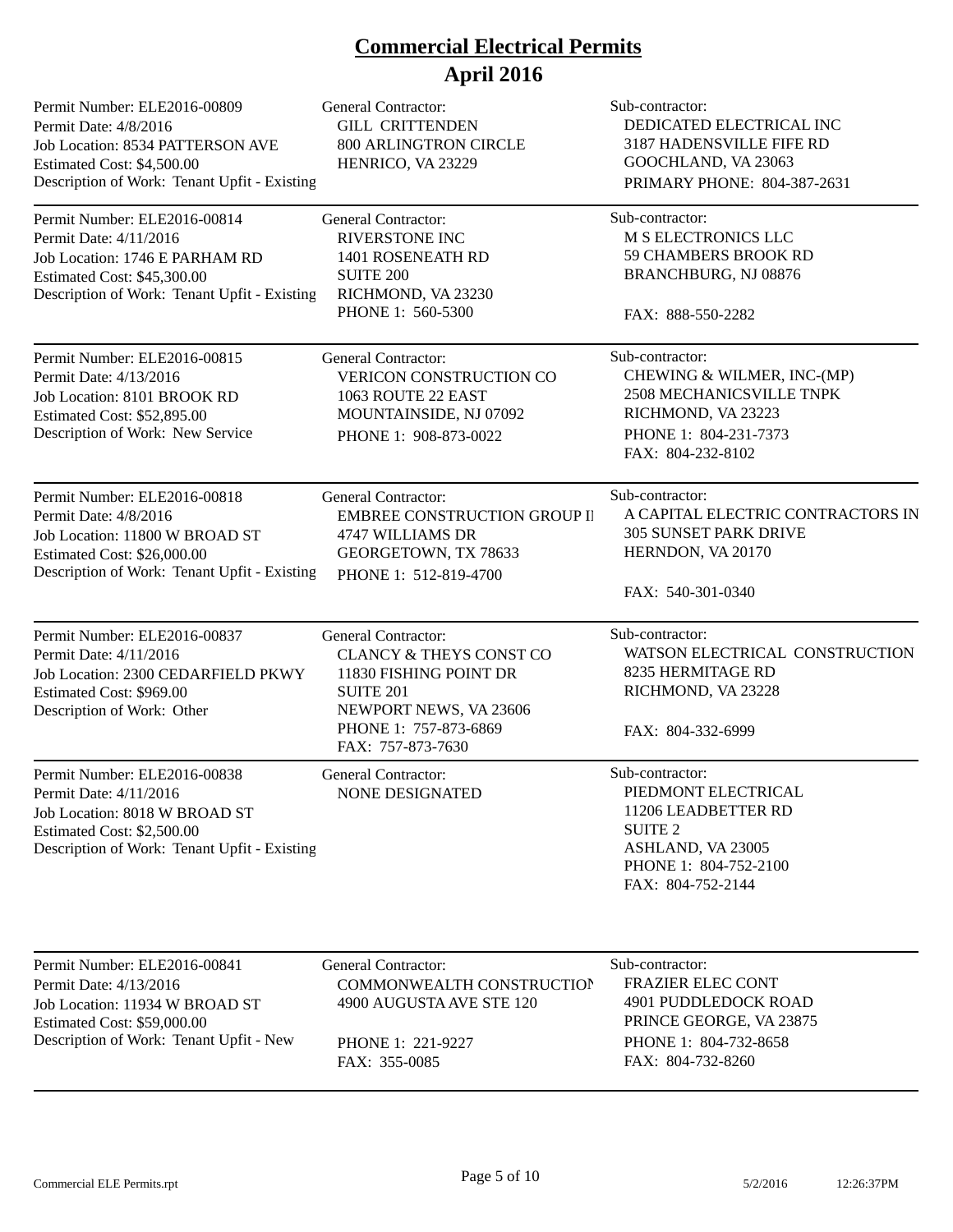# Commercial Electrical Permits
## April 2016

| Permit | General Contractor | Sub-contractor |
|---|---|---|
| Permit Number: ELE2016-00809<br>Permit Date: 4/8/2016<br>Job Location: 8534 PATTERSON AVE<br>Estimated Cost: $4,500.00<br>Description of Work: Tenant Upfit - Existing | GILL CRITTENDEN<br>800 ARLINGTRON CIRCLE<br>HENRICO, VA 23229 | DEDICATED ELECTRICAL INC<br>3187 HADENSVILLE FIFE RD<br>GOOCHLAND, VA 23063<br>PRIMARY PHONE: 804-387-2631 |
| Permit Number: ELE2016-00814<br>Permit Date: 4/11/2016<br>Job Location: 1746 E PARHAM RD<br>Estimated Cost: $45,300.00<br>Description of Work: Tenant Upfit - Existing | RIVERSTONE INC<br>1401 ROSENEATH RD<br>SUITE 200<br>RICHMOND, VA 23230<br>PHONE 1: 560-5300 | M S ELECTRONICS LLC<br>59 CHAMBERS BROOK RD<br>BRANCHBURG, NJ 08876<br>FAX: 888-550-2282 |
| Permit Number: ELE2016-00815<br>Permit Date: 4/13/2016<br>Job Location: 8101 BROOK RD<br>Estimated Cost: $52,895.00<br>Description of Work: New Service | VERICON CONSTRUCTION CO<br>1063 ROUTE 22 EAST<br>MOUNTAINSIDE, NJ 07092<br>PHONE 1: 908-873-0022 | CHEWING & WILMER, INC-(MP)<br>2508 MECHANICSVILLE TNPK<br>RICHMOND, VA 23223<br>PHONE 1: 804-231-7373<br>FAX: 804-232-8102 |
| Permit Number: ELE2016-00818<br>Permit Date: 4/8/2016<br>Job Location: 11800 W BROAD ST<br>Estimated Cost: $26,000.00<br>Description of Work: Tenant Upfit - Existing | EMBREE CONSTRUCTION GROUP II<br>4747 WILLIAMS DR<br>GEORGETOWN, TX 78633<br>PHONE 1: 512-819-4700 | A CAPITAL ELECTRIC CONTRACTORS IN<br>305 SUNSET PARK DRIVE<br>HERNDON, VA 20170<br>FAX: 540-301-0340 |
| Permit Number: ELE2016-00837<br>Permit Date: 4/11/2016<br>Job Location: 2300 CEDARFIELD PKWY<br>Estimated Cost: $969.00<br>Description of Work: Other | CLANCY & THEYS CONST CO<br>11830 FISHING POINT DR<br>SUITE 201<br>NEWPORT NEWS, VA 23606<br>PHONE 1: 757-873-6869<br>FAX: 757-873-7630 | WATSON ELECTRICAL CONSTRUCTION<br>8235 HERMITAGE RD<br>RICHMOND, VA 23228<br>FAX: 804-332-6999 |
| Permit Number: ELE2016-00838<br>Permit Date: 4/11/2016<br>Job Location: 8018 W BROAD ST<br>Estimated Cost: $2,500.00<br>Description of Work: Tenant Upfit - Existing | NONE DESIGNATED | PIEDMONT ELECTRICAL<br>11206 LEADBETTER RD<br>SUITE 2<br>ASHLAND, VA 23005<br>PHONE 1: 804-752-2100<br>FAX: 804-752-2144 |
| Permit Number: ELE2016-00841<br>Permit Date: 4/13/2016<br>Job Location: 11934 W BROAD ST<br>Estimated Cost: $59,000.00<br>Description of Work: Tenant Upfit - New | COMMONWEALTH CONSTRUCTION<br>4900 AUGUSTA AVE STE 120<br>PHONE 1: 221-9227<br>FAX: 355-0085 | FRAZIER ELEC CONT<br>4901 PUDDLEDOCK ROAD<br>PRINCE GEORGE, VA 23875<br>PHONE 1: 804-732-8658<br>FAX: 804-732-8260 |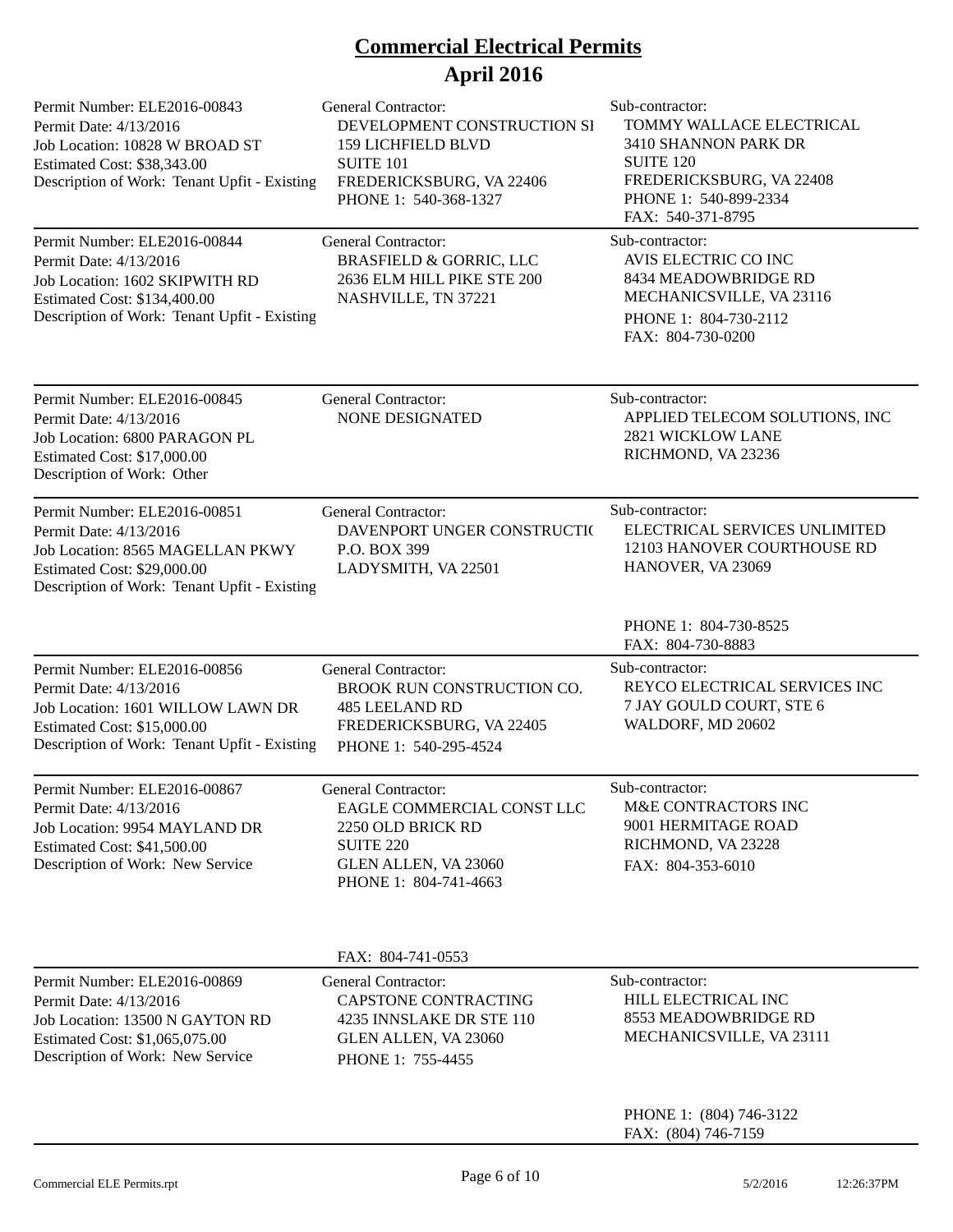# Commercial Electrical Permits
## April 2016

| Permit Information | General Contractor | Sub-contractor |
|---|---|---|
| Permit Number: ELE2016-00843<br>Permit Date: 4/13/2016<br>Job Location: 10828 W BROAD ST<br>Estimated Cost: $38,343.00<br>Description of Work: Tenant Upfit - Existing | DEVELOPMENT CONSTRUCTION SI<br>159 LICHFIELD BLVD<br>SUITE 101<br>FREDERICKSBURG, VA 22406<br>PHONE 1: 540-368-1327 | TOMMY WALLACE ELECTRICAL<br>3410 SHANNON PARK DR<br>SUITE 120<br>FREDERICKSBURG, VA 22408<br>PHONE 1: 540-899-2334<br>FAX: 540-371-8795 |
| Permit Number: ELE2016-00844<br>Permit Date: 4/13/2016<br>Job Location: 1602 SKIPWITH RD<br>Estimated Cost: $134,400.00<br>Description of Work: Tenant Upfit - Existing | BRASFIELD & GORRIC, LLC<br>2636 ELM HILL PIKE STE 200<br>NASHVILLE, TN 37221 | AVIS ELECTRIC CO INC<br>8434 MEADOWBRIDGE RD<br>MECHANICSVILLE, VA 23116<br>PHONE 1: 804-730-2112<br>FAX: 804-730-0200 |
| Permit Number: ELE2016-00845<br>Permit Date: 4/13/2016<br>Job Location: 6800 PARAGON PL<br>Estimated Cost: $17,000.00<br>Description of Work: Other | NONE DESIGNATED | APPLIED TELECOM SOLUTIONS, INC<br>2821 WICKLOW LANE<br>RICHMOND, VA 23236 |
| Permit Number: ELE2016-00851<br>Permit Date: 4/13/2016<br>Job Location: 8565 MAGELLAN PKWY<br>Estimated Cost: $29,000.00<br>Description of Work: Tenant Upfit - Existing | DAVENPORT UNGER CONSTRUCTI(<br>P.O. BOX 399<br>LADYSMITH, VA 22501 | ELECTRICAL SERVICES UNLIMITED<br>12103 HANOVER COURTHOUSE RD<br>HANOVER, VA 23069<br>PHONE 1: 804-730-8525<br>FAX: 804-730-8883 |
| Permit Number: ELE2016-00856<br>Permit Date: 4/13/2016<br>Job Location: 1601 WILLOW LAWN DR<br>Estimated Cost: $15,000.00<br>Description of Work: Tenant Upfit - Existing | BROOK RUN CONSTRUCTION CO.<br>485 LEELAND RD<br>FREDERICKSBURG, VA 22405<br>PHONE 1: 540-295-4524 | REYCO ELECTRICAL SERVICES INC<br>7 JAY GOULD COURT, STE 6<br>WALDORF, MD 20602 |
| Permit Number: ELE2016-00867<br>Permit Date: 4/13/2016<br>Job Location: 9954 MAYLAND DR<br>Estimated Cost: $41,500.00<br>Description of Work: New Service | EAGLE COMMERCIAL CONST LLC<br>2250 OLD BRICK RD<br>SUITE 220<br>GLEN ALLEN, VA 23060<br>PHONE 1: 804-741-4663<br>FAX: 804-741-0553 | M&E CONTRACTORS INC<br>9001 HERMITAGE ROAD<br>RICHMOND, VA 23228<br>FAX: 804-353-6010 |
| Permit Number: ELE2016-00869<br>Permit Date: 4/13/2016<br>Job Location: 13500 N GAYTON RD<br>Estimated Cost: $1,065,075.00<br>Description of Work: New Service | CAPSTONE CONTRACTING<br>4235 INNSLAKE DR STE 110<br>GLEN ALLEN, VA 23060<br>PHONE 1: 755-4455 | HILL ELECTRICAL INC<br>8553 MEADOWBRIDGE RD<br>MECHANICSVILLE, VA 23111<br>PHONE 1: (804) 746-3122<br>FAX: (804) 746-7159 |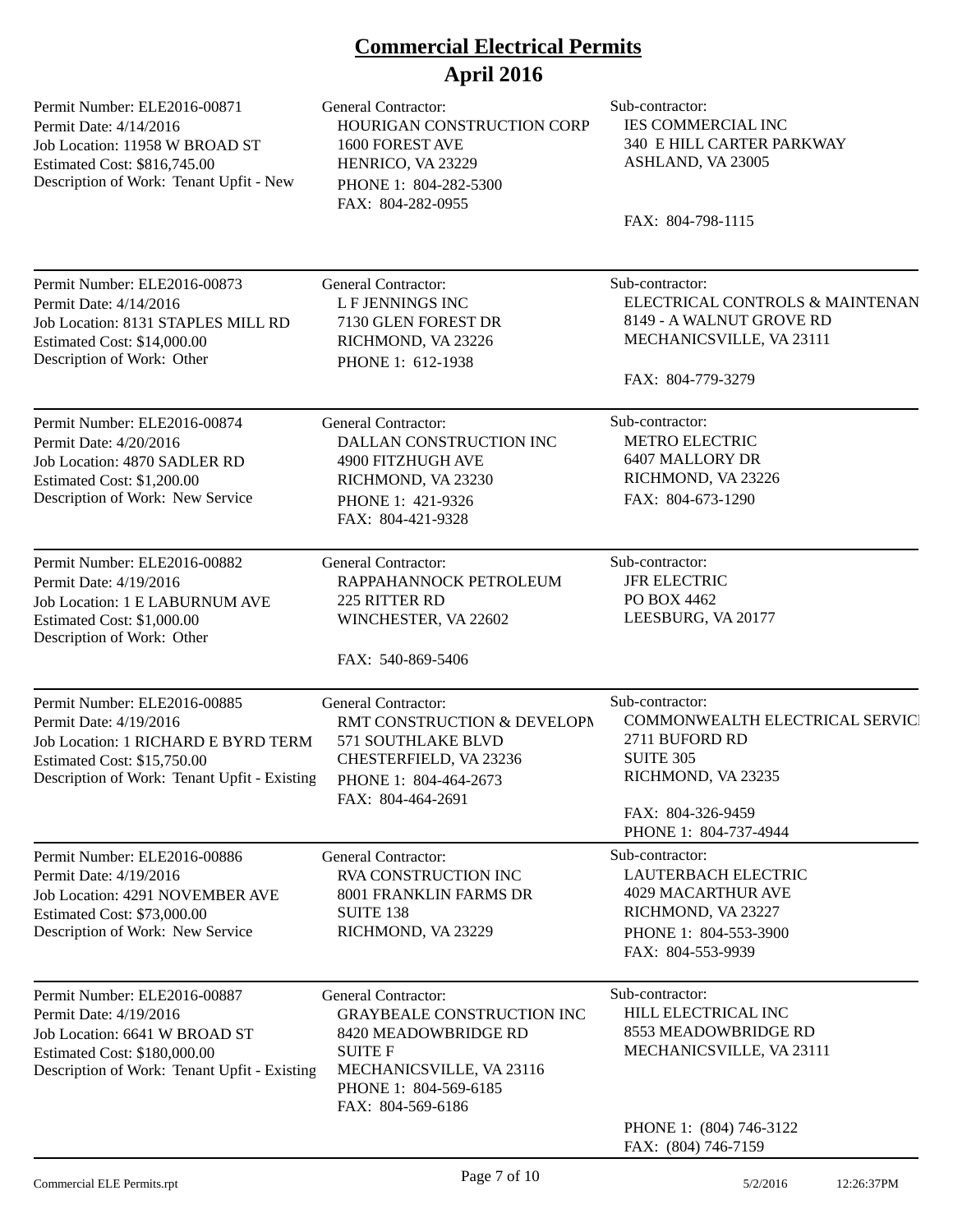# Commercial Electrical Permits
## April 2016

| Permit | General Contractor | Sub-contractor |
| --- | --- | --- |
| Permit Number: ELE2016-00871<br>Permit Date: 4/14/2016<br>Job Location: 11958 W BROAD ST<br>Estimated Cost: $816,745.00<br>Description of Work: Tenant Upfit - New | HOURIGAN CONSTRUCTION CORP<br>1600 FOREST AVE<br>HENRICO, VA 23229<br>PHONE 1: 804-282-5300<br>FAX: 804-282-0955 | IES COMMERCIAL INC<br>340 E HILL CARTER PARKWAY<br>ASHLAND, VA 23005<br>FAX: 804-798-1115 |
| Permit Number: ELE2016-00873<br>Permit Date: 4/14/2016<br>Job Location: 8131 STAPLES MILL RD<br>Estimated Cost: $14,000.00<br>Description of Work: Other | L F JENNINGS INC<br>7130 GLEN FOREST DR<br>RICHMOND, VA 23226<br>PHONE 1: 612-1938 | ELECTRICAL CONTROLS & MAINTENAN<br>8149 - A WALNUT GROVE RD<br>MECHANICSVILLE, VA 23111<br>FAX: 804-779-3279 |
| Permit Number: ELE2016-00874<br>Permit Date: 4/20/2016<br>Job Location: 4870 SADLER RD<br>Estimated Cost: $1,200.00<br>Description of Work: New Service | DALLAN CONSTRUCTION INC<br>4900 FITZHUGH AVE<br>RICHMOND, VA 23230<br>PHONE 1: 421-9326<br>FAX: 804-421-9328 | METRO ELECTRIC<br>6407 MALLORY DR<br>RICHMOND, VA 23226<br>FAX: 804-673-1290 |
| Permit Number: ELE2016-00882<br>Permit Date: 4/19/2016<br>Job Location: 1 E LABURNUM AVE<br>Estimated Cost: $1,000.00<br>Description of Work: Other | RAPPAHANNOCK PETROLEUM<br>225 RITTER RD<br>WINCHESTER, VA 22602<br>FAX: 540-869-5406 | JFR ELECTRIC<br>PO BOX 4462<br>LEESBURG, VA 20177 |
| Permit Number: ELE2016-00885<br>Permit Date: 4/19/2016<br>Job Location: 1 RICHARD E BYRD TERM<br>Estimated Cost: $15,750.00<br>Description of Work: Tenant Upfit - Existing | RMT CONSTRUCTION & DEVELOPM<br>571 SOUTHLAKE BLVD<br>CHESTERFIELD, VA 23236<br>PHONE 1: 804-464-2673<br>FAX: 804-464-2691 | COMMONWEALTH ELECTRICAL SERVICI<br>2711 BUFORD RD<br>SUITE 305<br>RICHMOND, VA 23235<br>FAX: 804-326-9459<br>PHONE 1: 804-737-4944 |
| Permit Number: ELE2016-00886<br>Permit Date: 4/19/2016<br>Job Location: 4291 NOVEMBER AVE<br>Estimated Cost: $73,000.00<br>Description of Work: New Service | RVA CONSTRUCTION INC<br>8001 FRANKLIN FARMS DR<br>SUITE 138<br>RICHMOND, VA 23229 | LAUTERBACH ELECTRIC<br>4029 MACARTHUR AVE<br>RICHMOND, VA 23227<br>PHONE 1: 804-553-3900<br>FAX: 804-553-9939 |
| Permit Number: ELE2016-00887<br>Permit Date: 4/19/2016<br>Job Location: 6641 W BROAD ST<br>Estimated Cost: $180,000.00<br>Description of Work: Tenant Upfit - Existing | GRAYBEALE CONSTRUCTION INC<br>8420 MEADOWBRIDGE RD<br>SUITE F<br>MECHANICSVILLE, VA 23116<br>PHONE 1: 804-569-6185<br>FAX: 804-569-6186 | HILL ELECTRICAL INC<br>8553 MEADOWBRIDGE RD<br>MECHANICSVILLE, VA 23111<br>PHONE 1: (804) 746-3122<br>FAX: (804) 746-7159 |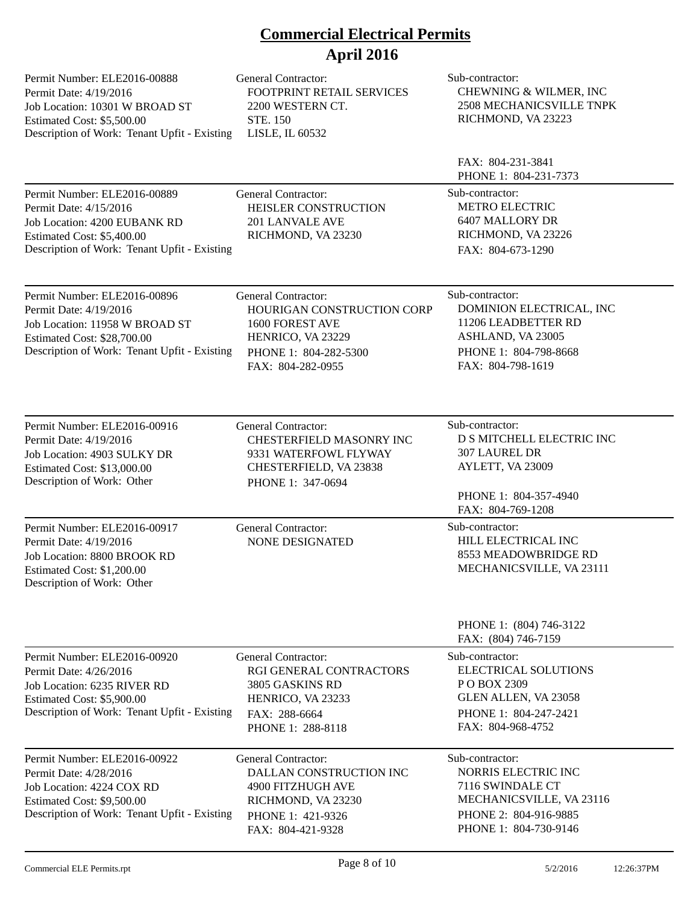# Commercial Electrical Permits
## April 2016

---

Permit Number: ELE2016-00888
Permit Date: 4/19/2016
Job Location: 10301 W BROAD ST
Estimated Cost: $5,500.00
Description of Work: Tenant Upfit - Existing

General Contractor:
FOOTPRINT RETAIL SERVICES
2200 WESTERN CT.
STE. 150
LISLE, IL 60532

Sub-contractor:
CHEWNING & WILMER, INC
2508 MECHANICSVILLE TNPK
RICHMOND, VA 23223
FAX: 804-231-3841
PHONE 1: 804-231-7373

---

Permit Number: ELE2016-00889
Permit Date: 4/15/2016
Job Location: 4200 EUBANK RD
Estimated Cost: $5,400.00
Description of Work: Tenant Upfit - Existing

General Contractor:
HEISLER CONSTRUCTION
201 LANVALE AVE
RICHMOND, VA 23230

Sub-contractor:
METRO ELECTRIC
6407 MALLORY DR
RICHMOND, VA 23226
FAX: 804-673-1290

---

Permit Number: ELE2016-00896
Permit Date: 4/19/2016
Job Location: 11958 W BROAD ST
Estimated Cost: $28,700.00
Description of Work: Tenant Upfit - Existing

General Contractor:
HOURIGAN CONSTRUCTION CORP
1600 FOREST AVE
HENRICO, VA 23229
PHONE 1: 804-282-5300
FAX: 804-282-0955

Sub-contractor:
DOMINION ELECTRICAL, INC
11206 LEADBETTER RD
ASHLAND, VA 23005
PHONE 1: 804-798-8668
FAX: 804-798-1619

---

Permit Number: ELE2016-00916
Permit Date: 4/19/2016
Job Location: 4903 SULKY DR
Estimated Cost: $13,000.00
Description of Work: Other

General Contractor:
CHESTERFIELD MASONRY INC
9331 WATERFOWL FLYWAY
CHESTERFIELD, VA 23838
PHONE 1: 347-0694

Sub-contractor:
D S MITCHELL ELECTRIC INC
307 LAUREL DR
AYLETT, VA 23009
PHONE 1: 804-357-4940
FAX: 804-769-1208

---

Permit Number: ELE2016-00917
Permit Date: 4/19/2016
Job Location: 8800 BROOK RD
Estimated Cost: $1,200.00
Description of Work: Other

General Contractor:
NONE DESIGNATED

Sub-contractor:
HILL ELECTRICAL INC
8553 MEADOWBRIDGE RD
MECHANICSVILLE, VA 23111
PHONE 1: (804) 746-3122
FAX: (804) 746-7159

---

Permit Number: ELE2016-00920
Permit Date: 4/26/2016
Job Location: 6235 RIVER RD
Estimated Cost: $5,900.00
Description of Work: Tenant Upfit - Existing

General Contractor:
RGI GENERAL CONTRACTORS
3805 GASKINS RD
HENRICO, VA 23233
FAX: 288-6664
PHONE 1: 288-8118

Sub-contractor:
ELECTRICAL SOLUTIONS
P O BOX 2309
GLEN ALLEN, VA 23058
PHONE 1: 804-247-2421
FAX: 804-968-4752

---

Permit Number: ELE2016-00922
Permit Date: 4/28/2016
Job Location: 4224 COX RD
Estimated Cost: $9,500.00
Description of Work: Tenant Upfit - Existing

General Contractor:
DALLAN CONSTRUCTION INC
4900 FITZHUGH AVE
RICHMOND, VA 23230
PHONE 1: 421-9326
FAX: 804-421-9328

Sub-contractor:
NORRIS ELECTRIC INC
7116 SWINDALE CT
MECHANICSVILLE, VA 23116
PHONE 2: 804-916-9885
PHONE 1: 804-730-9146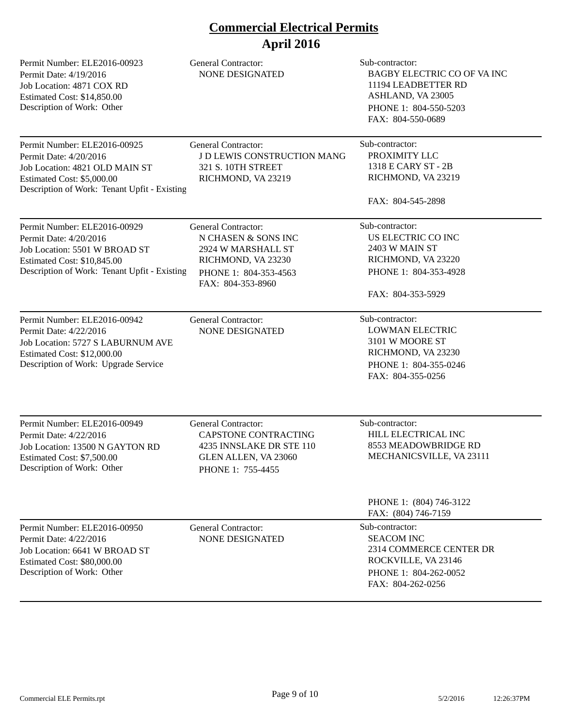# Commercial Electrical Permits
## April 2016

| Permit Information | General Contractor | Sub-contractor |
| --- | --- | --- |
| Permit Number: ELE2016-00923<br>Permit Date: 4/19/2016<br>Job Location: 4871 COX RD<br>Estimated Cost: $14,850.00<br>Description of Work: Other | General Contractor:<br>NONE DESIGNATED | Sub-contractor:<br>BAGBY ELECTRIC CO OF VA INC<br>11194 LEADBETTER RD<br>ASHLAND, VA 23005<br>PHONE 1: 804-550-5203<br>FAX: 804-550-0689 |
| Permit Number: ELE2016-00925<br>Permit Date: 4/20/2016<br>Job Location: 4821 OLD MAIN ST<br>Estimated Cost: $5,000.00<br>Description of Work: Tenant Upfit - Existing | General Contractor:<br>J D LEWIS CONSTRUCTION MANG<br>321 S. 10TH STREET<br>RICHMOND, VA 23219 | Sub-contractor:<br>PROXIMITY LLC<br>1318 E CARY ST - 2B<br>RICHMOND, VA 23219<br>FAX: 804-545-2898 |
| Permit Number: ELE2016-00929<br>Permit Date: 4/20/2016<br>Job Location: 5501 W BROAD ST<br>Estimated Cost: $10,845.00<br>Description of Work: Tenant Upfit - Existing | General Contractor:<br>N CHASEN & SONS INC<br>2924 W MARSHALL ST<br>RICHMOND, VA 23230<br>PHONE 1: 804-353-4563<br>FAX: 804-353-8960 | Sub-contractor:<br>US ELECTRIC CO INC<br>2403 W MAIN ST<br>RICHMOND, VA 23220<br>PHONE 1: 804-353-4928<br>FAX: 804-353-5929 |
| Permit Number: ELE2016-00942<br>Permit Date: 4/22/2016<br>Job Location: 5727 S LABURNUM AVE<br>Estimated Cost: $12,000.00<br>Description of Work: Upgrade Service | General Contractor:<br>NONE DESIGNATED | Sub-contractor:<br>LOWMAN ELECTRIC<br>3101 W MOORE ST<br>RICHMOND, VA 23230<br>PHONE 1: 804-355-0246<br>FAX: 804-355-0256 |
| Permit Number: ELE2016-00949<br>Permit Date: 4/22/2016<br>Job Location: 13500 N GAYTON RD<br>Estimated Cost: $7,500.00<br>Description of Work: Other | General Contractor:<br>CAPSTONE CONTRACTING<br>4235 INNSLAKE DR STE 110<br>GLEN ALLEN, VA 23060<br>PHONE 1: 755-4455 | Sub-contractor:<br>HILL ELECTRICAL INC<br>8553 MEADOWBRIDGE RD<br>MECHANICSVILLE, VA 23111<br>PHONE 1: (804) 746-3122<br>FAX: (804) 746-7159 |
| Permit Number: ELE2016-00950<br>Permit Date: 4/22/2016<br>Job Location: 6641 W BROAD ST<br>Estimated Cost: $80,000.00<br>Description of Work: Other | General Contractor:<br>NONE DESIGNATED | Sub-contractor:<br>SEACOM INC<br>2314 COMMERCE CENTER DR<br>ROCKVILLE, VA 23146<br>PHONE 1: 804-262-0052<br>FAX: 804-262-0256 |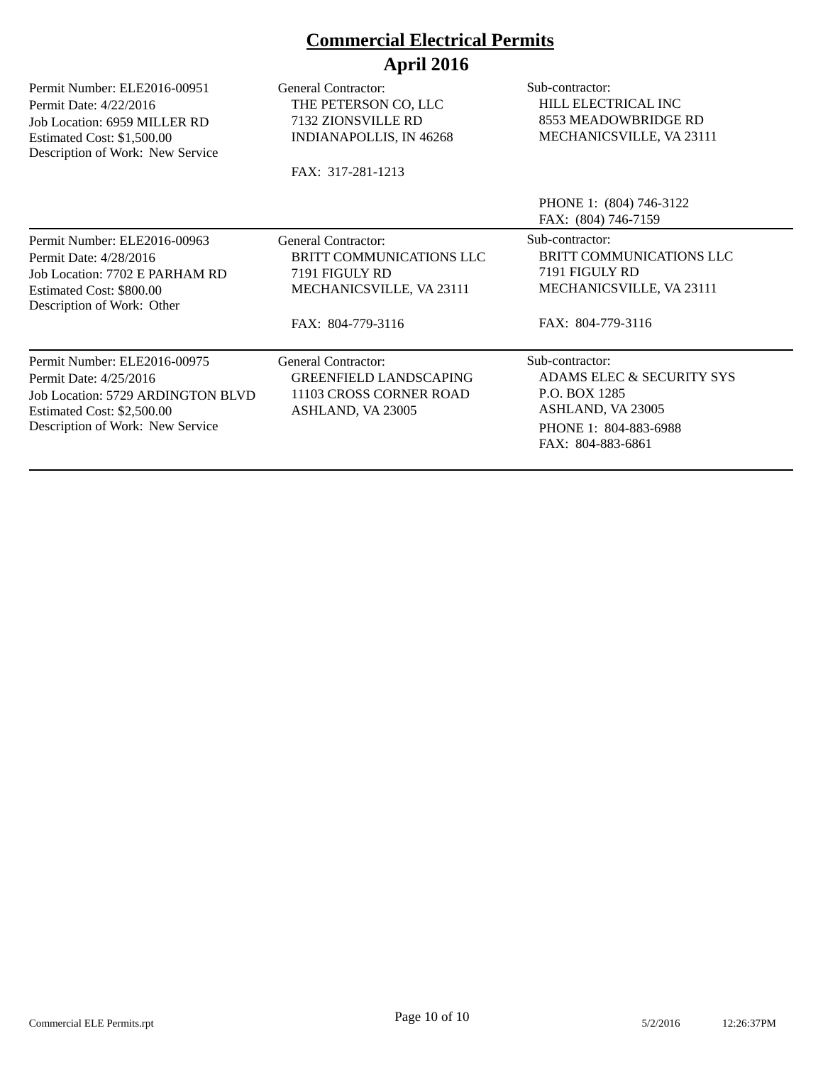# Commercial Electrical Permits

## April 2016

| | | |
|---|---|---|
| Permit Number: ELE2016-00951<br>Permit Date: 4/22/2016<br>Job Location: 6959 MILLER RD<br>Estimated Cost: $1,500.00<br>Description of Work: New Service | General Contractor:<br>THE PETERSON CO, LLC<br>7132 ZIONSVILLE RD<br>INDIANAPOLLIS, IN 46268<br><br>FAX: 317-281-1213 | Sub-contractor:<br>HILL ELECTRICAL INC<br>8553 MEADOWBRIDGE RD<br>MECHANICSVILLE, VA 23111<br><br>PHONE 1: (804) 746-3122<br>FAX: (804) 746-7159 |
| Permit Number: ELE2016-00963<br>Permit Date: 4/28/2016<br>Job Location: 7702 E PARHAM RD<br>Estimated Cost: $800.00<br>Description of Work: Other | General Contractor:<br>BRITT COMMUNICATIONS LLC<br>7191 FIGULY RD<br>MECHANICSVILLE, VA 23111<br><br>FAX: 804-779-3116 | Sub-contractor:<br>BRITT COMMUNICATIONS LLC<br>7191 FIGULY RD<br>MECHANICSVILLE, VA 23111<br><br>FAX: 804-779-3116 |
| Permit Number: ELE2016-00975<br>Permit Date: 4/25/2016<br>Job Location: 5729 ARDINGTON BLVD<br>Estimated Cost: $2,500.00<br>Description of Work: New Service | General Contractor:<br>GREENFIELD LANDSCAPING<br>11103 CROSS CORNER ROAD<br>ASHLAND, VA 23005 | Sub-contractor:<br>ADAMS ELEC & SECURITY SYS<br>P.O. BOX 1285<br>ASHLAND, VA 23005<br>PHONE 1: 804-883-6988<br>FAX: 804-883-6861 |